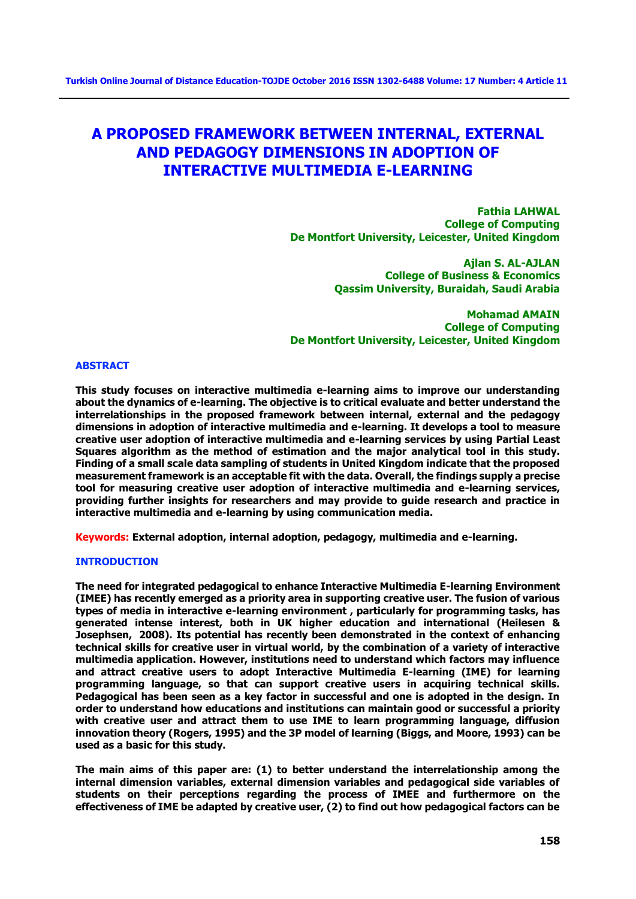# A PROPOSED FRAMEWORK BETWEEN INTERNAL, EXTERNAL AND PEDAGOGY DIMENSIONS IN ADOPTION OF INTERACTIVE MULTIMEDIA E-LEARNING

**Fathia LAHWAL**
**College of Computing**
**De Montfort University, Leicester, United Kingdom**

**Ajlan S. AL-AJLAN**
**College of Business & Economics**
**Qassim University, Buraidah, Saudi Arabia**

**Mohamad AMAIN**
**College of Computing**
**De Montfort University, Leicester, United Kingdom**

## ABSTRACT

**This study focuses on interactive multimedia e-learning aims to improve our understanding about the dynamics of e-learning. The objective is to critical evaluate and better understand the interrelationships in the proposed framework between internal, external and the pedagogy dimensions in adoption of interactive multimedia and e-learning. It develops a tool to measure creative user adoption of interactive multimedia and e-learning services by using Partial Least Squares algorithm as the method of estimation and the major analytical tool in this study. Finding of a small scale data sampling of students in United Kingdom indicate that the proposed measurement framework is an acceptable fit with the data. Overall, the findings supply a precise tool for measuring creative user adoption of interactive multimedia and e-learning services, providing further insights for researchers and may provide to guide research and practice in interactive multimedia and e-learning by using communication media.**

**Keywords:** **External adoption, internal adoption, pedagogy, multimedia and e-learning.**

## INTRODUCTION

**The need for integrated pedagogical to enhance Interactive Multimedia E-learning Environment (IMEE) has recently emerged as a priority area in supporting creative user. The fusion of various types of media in interactive e-learning environment , particularly for programming tasks, has generated intense interest, both in UK higher education and international (Heilesen & Josephsen, 2008). Its potential has recently been demonstrated in the context of enhancing technical skills for creative user in virtual world, by the combination of a variety of interactive multimedia application. However, institutions need to understand which factors may influence and attract creative users to adopt Interactive Multimedia E-learning (IME) for learning programming language, so that can support creative users in acquiring technical skills. Pedagogical has been seen as a key factor in successful and one is adopted in the design. In order to understand how educations and institutions can maintain good or successful a priority with creative user and attract them to use IME to learn programming language, diffusion innovation theory (Rogers, 1995) and the 3P model of learning (Biggs, and Moore, 1993) can be used as a basic for this study.**

**The main aims of this paper are: (1) to better understand the interrelationship among the internal dimension variables, external dimension variables and pedagogical side variables of students on their perceptions regarding the process of IMEE and furthermore on the effectiveness of IME be adapted by creative user, (2) to find out how pedagogical factors can be**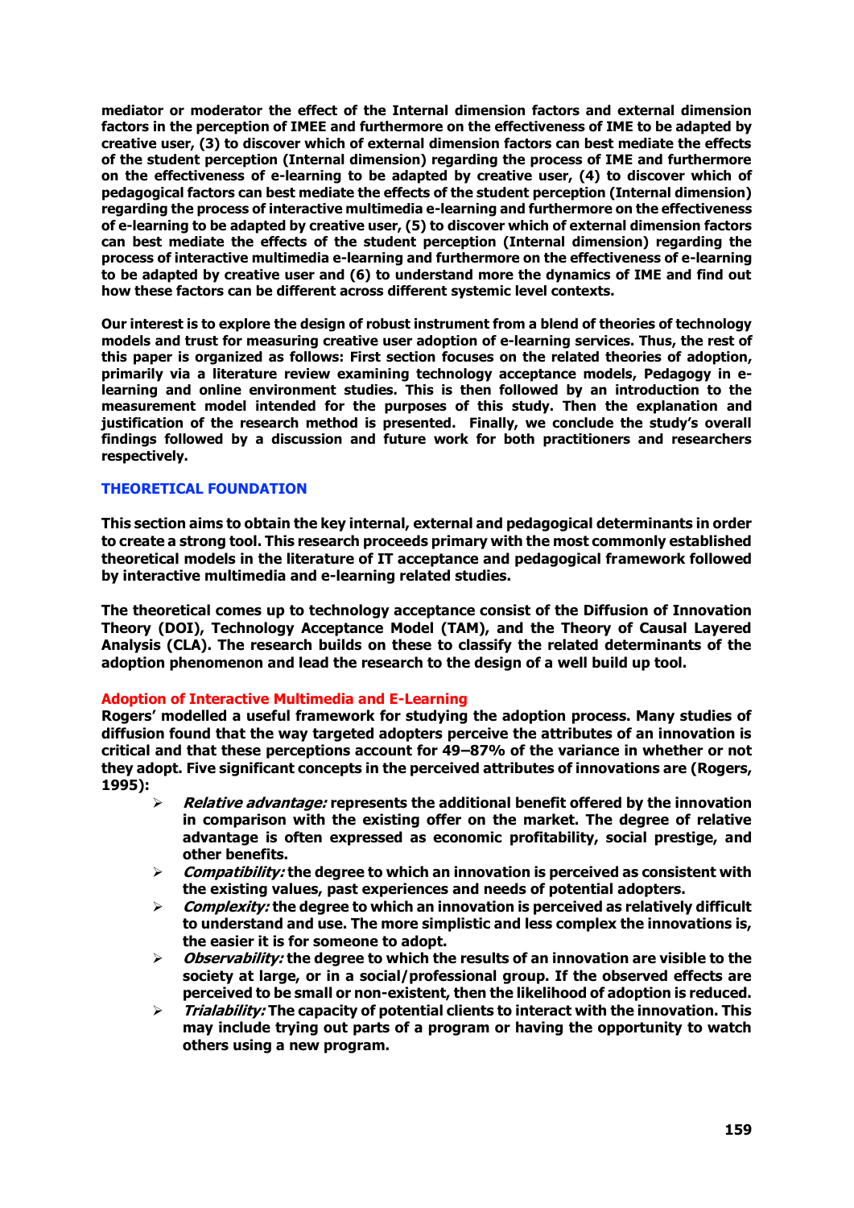**mediator or moderator the effect of the Internal dimension factors and external dimension factors in the perception of IMEE and furthermore on the effectiveness of IME to be adapted by creative user, (3) to discover which of external dimension factors can best mediate the effects of the student perception (Internal dimension) regarding the process of IME and furthermore on the effectiveness of e-learning to be adapted by creative user, (4) to discover which of pedagogical factors can best mediate the effects of the student perception (Internal dimension) regarding the process of interactive multimedia e-learning and furthermore on the effectiveness of e-learning to be adapted by creative user, (5) to discover which of external dimension factors can best mediate the effects of the student perception (Internal dimension) regarding the process of interactive multimedia e-learning and furthermore on the effectiveness of e-learning to be adapted by creative user and (6) to understand more the dynamics of IME and find out how these factors can be different across different systemic level contexts.**

**Our interest is to explore the design of robust instrument from a blend of theories of technology models and trust for measuring creative user adoption of e-learning services. Thus, the rest of this paper is organized as follows: First section focuses on the related theories of adoption, primarily via a literature review examining technology acceptance models, Pedagogy in e-learning and online environment studies. This is then followed by an introduction to the measurement model intended for the purposes of this study. Then the explanation and justification of the research method is presented. Finally, we conclude the study's overall findings followed by a discussion and future work for both practitioners and researchers respectively.**

## THEORETICAL FOUNDATION

**This section aims to obtain the key internal, external and pedagogical determinants in order to create a strong tool. This research proceeds primary with the most commonly established theoretical models in the literature of IT acceptance and pedagogical framework followed by interactive multimedia and e-learning related studies.**

**The theoretical comes up to technology acceptance consist of the Diffusion of Innovation Theory (DOI), Technology Acceptance Model (TAM), and the Theory of Causal Layered Analysis (CLA). The research builds on these to classify the related determinants of the adoption phenomenon and lead the research to the design of a well build up tool.**

### Adoption of Interactive Multimedia and E-Learning

**Rogers' modelled a useful framework for studying the adoption process. Many studies of diffusion found that the way targeted adopters perceive the attributes of an innovation is critical and that these perceptions account for 49–87% of the variance in whether or not they adopt. Five significant concepts in the perceived attributes of innovations are (Rogers, 1995):**

- ***Relative advantage:* represents the additional benefit offered by the innovation in comparison with the existing offer on the market. The degree of relative advantage is often expressed as economic profitability, social prestige, and other benefits.**
- ***Compatibility:* the degree to which an innovation is perceived as consistent with the existing values, past experiences and needs of potential adopters.**
- ***Complexity:* the degree to which an innovation is perceived as relatively difficult to understand and use. The more simplistic and less complex the innovations is, the easier it is for someone to adopt.**
- ***Observability:* the degree to which the results of an innovation are visible to the society at large, or in a social/professional group. If the observed effects are perceived to be small or non-existent, then the likelihood of adoption is reduced.**
- ***Trialability:* The capacity of potential clients to interact with the innovation. This may include trying out parts of a program or having the opportunity to watch others using a new program.**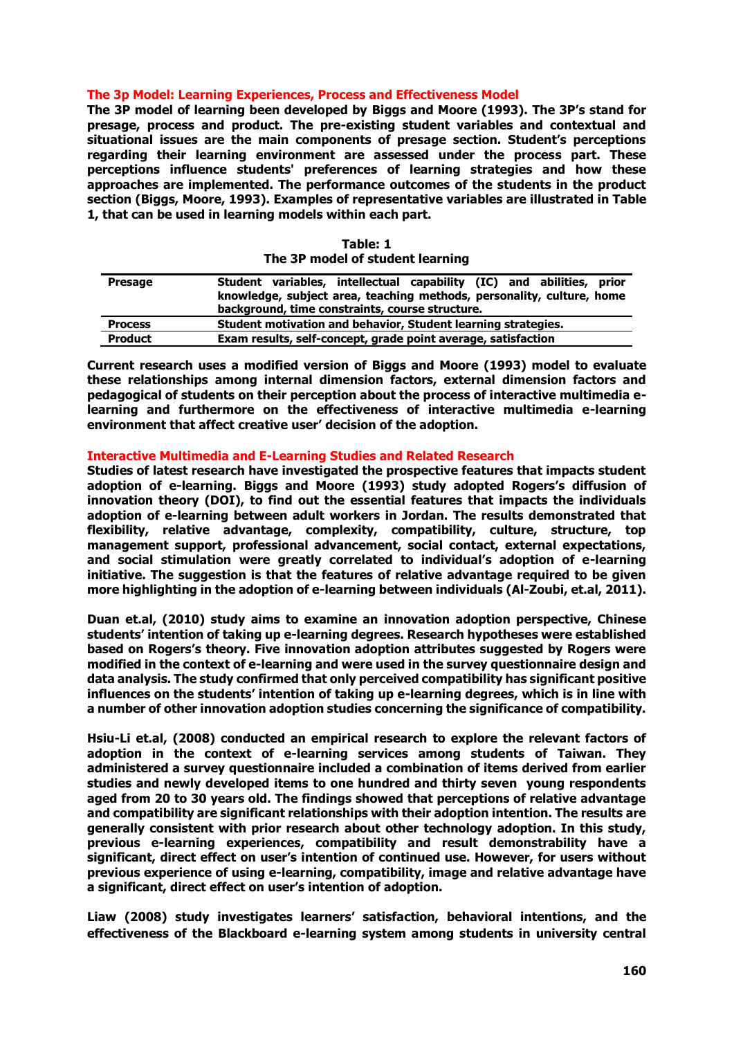## The 3p Model: Learning Experiences, Process and Effectiveness Model

**The 3P model of learning been developed by Biggs and Moore (1993). The 3P's stand for presage, process and product. The pre-existing student variables and contextual and situational issues are the main components of presage section. Student's perceptions regarding their learning environment are assessed under the process part. These perceptions influence students' preferences of learning strategies and how these approaches are implemented. The performance outcomes of the students in the product section (Biggs, Moore, 1993). Examples of representative variables are illustrated in Table 1, that can be used in learning models within each part.**

**Table: 1**
**The 3P model of student learning**

| | |
|---|---|
| **Presage** | **Student variables, intellectual capability (IC) and abilities, prior knowledge, subject area, teaching methods, personality, culture, home background, time constraints, course structure.** |
| **Process** | **Student motivation and behavior, Student learning strategies.** |
| **Product** | **Exam results, self-concept, grade point average, satisfaction** |

**Current research uses a modified version of Biggs and Moore (1993) model to evaluate these relationships among internal dimension factors, external dimension factors and pedagogical of students on their perception about the process of interactive multimedia e-learning and furthermore on the effectiveness of interactive multimedia e-learning environment that affect creative user' decision of the adoption.**

## Interactive Multimedia and E-Learning Studies and Related Research

**Studies of latest research have investigated the prospective features that impacts student adoption of e-learning. Biggs and Moore (1993) study adopted Rogers's diffusion of innovation theory (DOI), to find out the essential features that impacts the individuals adoption of e-learning between adult workers in Jordan. The results demonstrated that flexibility, relative advantage, complexity, compatibility, culture, structure, top management support, professional advancement, social contact, external expectations, and social stimulation were greatly correlated to individual's adoption of e-learning initiative. The suggestion is that the features of relative advantage required to be given more highlighting in the adoption of e-learning between individuals (Al-Zoubi, et.al, 2011).**

**Duan et.al, (2010) study aims to examine an innovation adoption perspective, Chinese students' intention of taking up e-learning degrees. Research hypotheses were established based on Rogers's theory. Five innovation adoption attributes suggested by Rogers were modified in the context of e-learning and were used in the survey questionnaire design and data analysis. The study confirmed that only perceived compatibility has significant positive influences on the students' intention of taking up e-learning degrees, which is in line with a number of other innovation adoption studies concerning the significance of compatibility.**

**Hsiu-Li et.al, (2008) conducted an empirical research to explore the relevant factors of adoption in the context of e-learning services among students of Taiwan. They administered a survey questionnaire included a combination of items derived from earlier studies and newly developed items to one hundred and thirty seven young respondents aged from 20 to 30 years old. The findings showed that perceptions of relative advantage and compatibility are significant relationships with their adoption intention. The results are generally consistent with prior research about other technology adoption. In this study, previous e-learning experiences, compatibility and result demonstrability have a significant, direct effect on user's intention of continued use. However, for users without previous experience of using e-learning, compatibility, image and relative advantage have a significant, direct effect on user's intention of adoption.**

**Liaw (2008) study investigates learners' satisfaction, behavioral intentions, and the effectiveness of the Blackboard e-learning system among students in university central**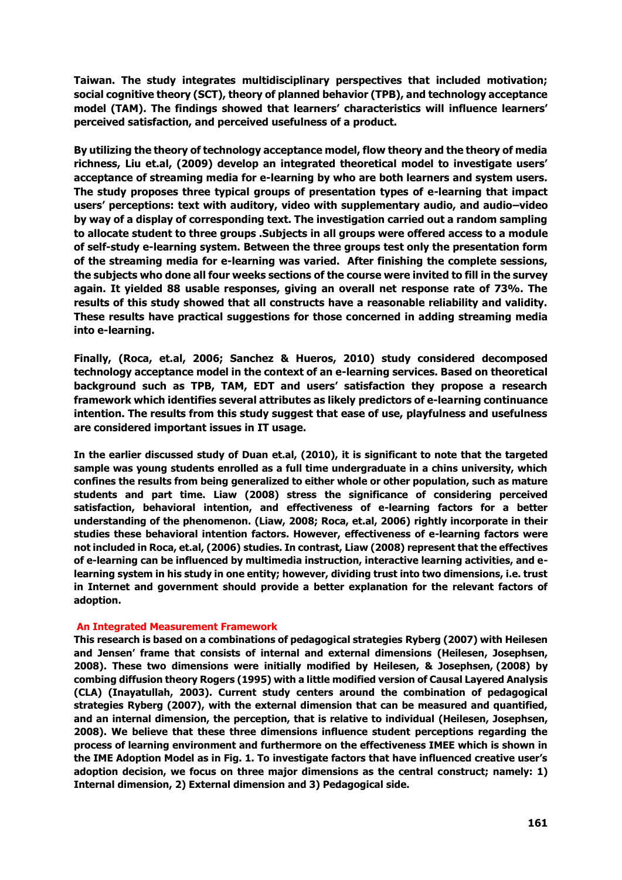**Taiwan. The study integrates multidisciplinary perspectives that included motivation; social cognitive theory (SCT), theory of planned behavior (TPB), and technology acceptance model (TAM). The findings showed that learners' characteristics will influence learners' perceived satisfaction, and perceived usefulness of a product.**

**By utilizing the theory of technology acceptance model, flow theory and the theory of media richness, Liu et.al, (2009) develop an integrated theoretical model to investigate users' acceptance of streaming media for e-learning by who are both learners and system users. The study proposes three typical groups of presentation types of e-learning that impact users' perceptions: text with auditory, video with supplementary audio, and audio–video by way of a display of corresponding text. The investigation carried out a random sampling to allocate student to three groups .Subjects in all groups were offered access to a module of self-study e-learning system. Between the three groups test only the presentation form of the streaming media for e-learning was varied. After finishing the complete sessions, the subjects who done all four weeks sections of the course were invited to fill in the survey again. It yielded 88 usable responses, giving an overall net response rate of 73%. The results of this study showed that all constructs have a reasonable reliability and validity. These results have practical suggestions for those concerned in adding streaming media into e-learning.**

**Finally, (Roca, et.al, 2006; Sanchez & Hueros, 2010) study considered decomposed technology acceptance model in the context of an e-learning services. Based on theoretical background such as TPB, TAM, EDT and users' satisfaction they propose a research framework which identifies several attributes as likely predictors of e-learning continuance intention. The results from this study suggest that ease of use, playfulness and usefulness are considered important issues in IT usage.**

**In the earlier discussed study of Duan et.al, (2010), it is significant to note that the targeted sample was young students enrolled as a full time undergraduate in a chins university, which confines the results from being generalized to either whole or other population, such as mature students and part time. Liaw (2008) stress the significance of considering perceived satisfaction, behavioral intention, and effectiveness of e-learning factors for a better understanding of the phenomenon. (Liaw, 2008; Roca, et.al, 2006) rightly incorporate in their studies these behavioral intention factors. However, effectiveness of e-learning factors were not included in Roca, et.al, (2006) studies. In contrast, Liaw (2008) represent that the effectives of e-learning can be influenced by multimedia instruction, interactive learning activities, and e-learning system in his study in one entity; however, dividing trust into two dimensions, i.e. trust in Internet and government should provide a better explanation for the relevant factors of adoption.**

## An Integrated Measurement Framework

**This research is based on a combinations of pedagogical strategies Ryberg (2007) with Heilesen and Jensen' frame that consists of internal and external dimensions (Heilesen, Josephsen, 2008). These two dimensions were initially modified by Heilesen, & Josephsen, (2008) by combing diffusion theory Rogers (1995) with a little modified version of Causal Layered Analysis (CLA) (Inayatullah, 2003). Current study centers around the combination of pedagogical strategies Ryberg (2007), with the external dimension that can be measured and quantified, and an internal dimension, the perception, that is relative to individual (Heilesen, Josephsen, 2008). We believe that these three dimensions influence student perceptions regarding the process of learning environment and furthermore on the effectiveness IMEE which is shown in the IME Adoption Model as in Fig. 1. To investigate factors that have influenced creative user's adoption decision, we focus on three major dimensions as the central construct; namely: 1) Internal dimension, 2) External dimension and 3) Pedagogical side.**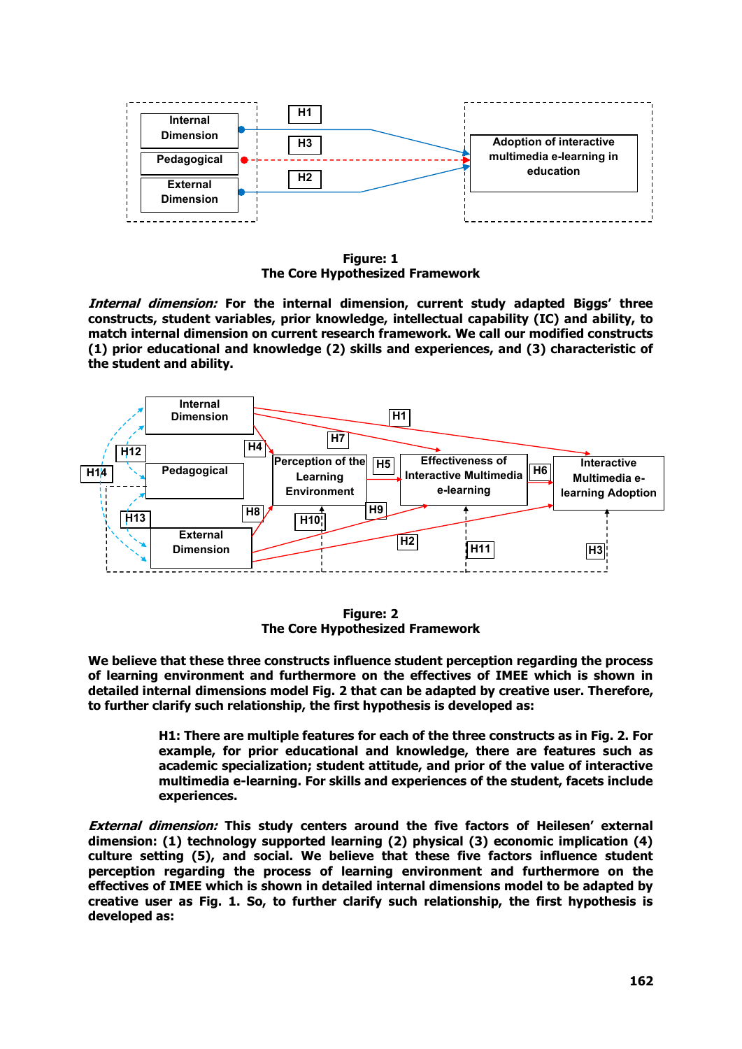**Figure: 1**
**The Core Hypothesized Framework**

***Internal dimension:*** **For the internal dimension, current study adapted Biggs' three constructs, student variables, prior knowledge, intellectual capability (IC) and ability, to match internal dimension on current research framework. We call our modified constructs (1) prior educational and knowledge (2) skills and experiences, and (3) characteristic of the student and ability.**

**Figure: 2**
**The Core Hypothesized Framework**

**We believe that these three constructs influence student perception regarding the process of learning environment and furthermore on the effectives of IMEE which is shown in detailed internal dimensions model Fig. 2 that can be adapted by creative user. Therefore, to further clarify such relationship, the first hypothesis is developed as:**

> **H1: There are multiple features for each of the three constructs as in Fig. 2. For example, for prior educational and knowledge, there are features such as academic specialization; student attitude, and prior of the value of interactive multimedia e-learning. For skills and experiences of the student, facets include experiences.**

***External dimension:*** **This study centers around the five factors of Heilesen' external dimension: (1) technology supported learning (2) physical (3) economic implication (4) culture setting (5), and social. We believe that these five factors influence student perception regarding the process of learning environment and furthermore on the effectives of IMEE which is shown in detailed internal dimensions model to be adapted by creative user as Fig. 1. So, to further clarify such relationship, the first hypothesis is developed as:**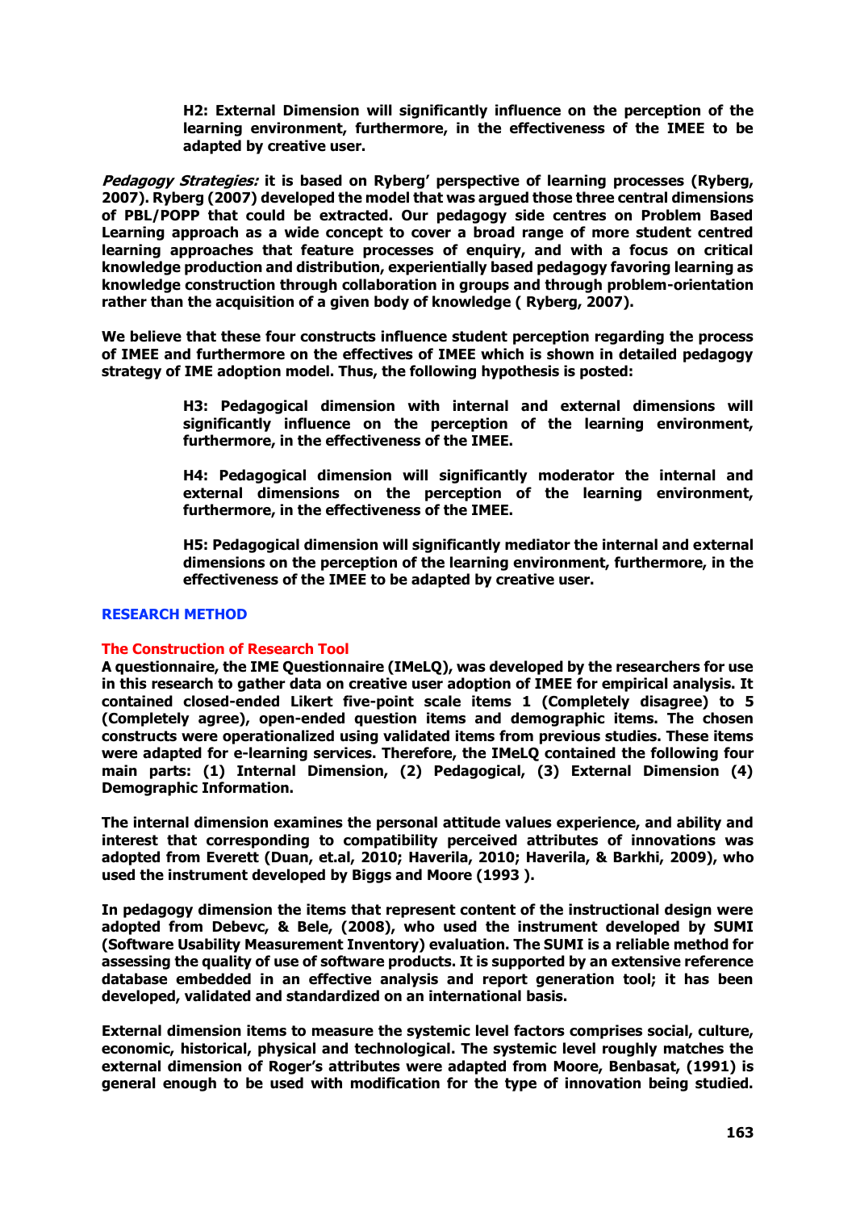**H2: External Dimension will significantly influence on the perception of the learning environment, furthermore, in the effectiveness of the IMEE to be adapted by creative user.**

***Pedagogy Strategies:*** **it is based on Ryberg' perspective of learning processes (Ryberg, 2007). Ryberg (2007) developed the model that was argued those three central dimensions of PBL/POPP that could be extracted. Our pedagogy side centres on Problem Based Learning approach as a wide concept to cover a broad range of more student centred learning approaches that feature processes of enquiry, and with a focus on critical knowledge production and distribution, experientially based pedagogy favoring learning as knowledge construction through collaboration in groups and through problem-orientation rather than the acquisition of a given body of knowledge ( Ryberg, 2007).**

**We believe that these four constructs influence student perception regarding the process of IMEE and furthermore on the effectives of IMEE which is shown in detailed pedagogy strategy of IME adoption model. Thus, the following hypothesis is posted:**

**H3: Pedagogical dimension with internal and external dimensions will significantly influence on the perception of the learning environment, furthermore, in the effectiveness of the IMEE.**

**H4: Pedagogical dimension will significantly moderator the internal and external dimensions on the perception of the learning environment, furthermore, in the effectiveness of the IMEE.**

**H5: Pedagogical dimension will significantly mediator the internal and external dimensions on the perception of the learning environment, furthermore, in the effectiveness of the IMEE to be adapted by creative user.**

## RESEARCH METHOD

### The Construction of Research Tool

**A questionnaire, the IME Questionnaire (IMeLQ), was developed by the researchers for use in this research to gather data on creative user adoption of IMEE for empirical analysis. It contained closed-ended Likert five-point scale items 1 (Completely disagree) to 5 (Completely agree), open-ended question items and demographic items. The chosen constructs were operationalized using validated items from previous studies. These items were adapted for e-learning services. Therefore, the IMeLQ contained the following four main parts: (1) Internal Dimension, (2) Pedagogical, (3) External Dimension (4) Demographic Information.**

**The internal dimension examines the personal attitude values experience, and ability and interest that corresponding to compatibility perceived attributes of innovations was adopted from Everett (Duan, et.al, 2010; Haverila, 2010; Haverila, & Barkhi, 2009), who used the instrument developed by Biggs and Moore (1993 ).**

**In pedagogy dimension the items that represent content of the instructional design were adopted from Debevc, & Bele, (2008), who used the instrument developed by SUMI (Software Usability Measurement Inventory) evaluation. The SUMI is a reliable method for assessing the quality of use of software products. It is supported by an extensive reference database embedded in an effective analysis and report generation tool; it has been developed, validated and standardized on an international basis.**

**External dimension items to measure the systemic level factors comprises social, culture, economic, historical, physical and technological. The systemic level roughly matches the external dimension of Roger's attributes were adapted from Moore, Benbasat, (1991) is general enough to be used with modification for the type of innovation being studied.**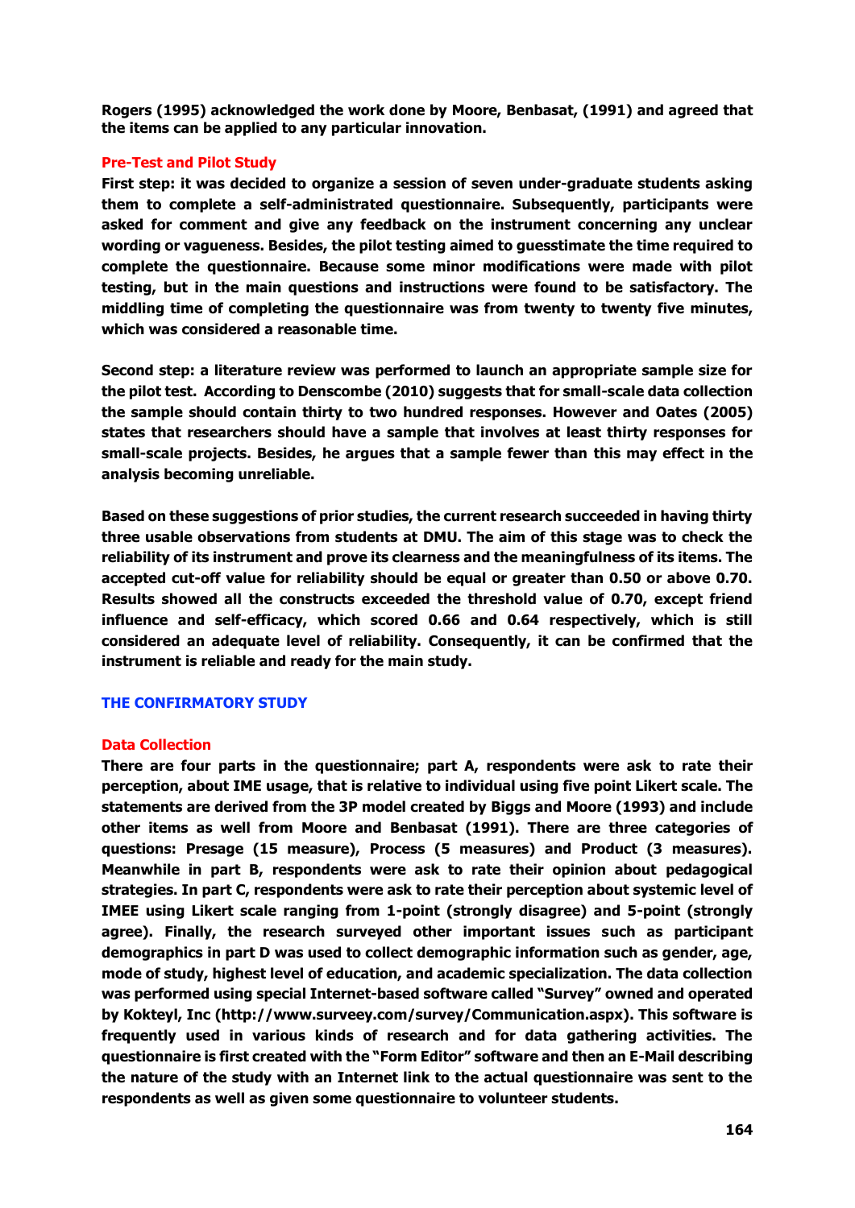**Rogers (1995) acknowledged the work done by Moore, Benbasat, (1991) and agreed that the items can be applied to any particular innovation.**

### Pre-Test and Pilot Study

**First step: it was decided to organize a session of seven under-graduate students asking them to complete a self-administrated questionnaire. Subsequently, participants were asked for comment and give any feedback on the instrument concerning any unclear wording or vagueness. Besides, the pilot testing aimed to guesstimate the time required to complete the questionnaire. Because some minor modifications were made with pilot testing, but in the main questions and instructions were found to be satisfactory. The middling time of completing the questionnaire was from twenty to twenty five minutes, which was considered a reasonable time.**

**Second step: a literature review was performed to launch an appropriate sample size for the pilot test. According to Denscombe (2010) suggests that for small-scale data collection the sample should contain thirty to two hundred responses. However and Oates (2005) states that researchers should have a sample that involves at least thirty responses for small-scale projects. Besides, he argues that a sample fewer than this may effect in the analysis becoming unreliable.**

**Based on these suggestions of prior studies, the current research succeeded in having thirty three usable observations from students at DMU. The aim of this stage was to check the reliability of its instrument and prove its clearness and the meaningfulness of its items. The accepted cut-off value for reliability should be equal or greater than 0.50 or above 0.70. Results showed all the constructs exceeded the threshold value of 0.70, except friend influence and self-efficacy, which scored 0.66 and 0.64 respectively, which is still considered an adequate level of reliability. Consequently, it can be confirmed that the instrument is reliable and ready for the main study.**

## THE CONFIRMATORY STUDY

### Data Collection

**There are four parts in the questionnaire; part A, respondents were ask to rate their perception, about IME usage, that is relative to individual using five point Likert scale. The statements are derived from the 3P model created by Biggs and Moore (1993) and include other items as well from Moore and Benbasat (1991). There are three categories of questions: Presage (15 measure), Process (5 measures) and Product (3 measures). Meanwhile in part B, respondents were ask to rate their opinion about pedagogical strategies. In part C, respondents were ask to rate their perception about systemic level of IMEE using Likert scale ranging from 1-point (strongly disagree) and 5-point (strongly agree). Finally, the research surveyed other important issues such as participant demographics in part D was used to collect demographic information such as gender, age, mode of study, highest level of education, and academic specialization. The data collection was performed using special Internet-based software called "Survey" owned and operated by Kokteyl, Inc (http://www.surveey.com/survey/Communication.aspx). This software is frequently used in various kinds of research and for data gathering activities. The questionnaire is first created with the "Form Editor" software and then an E-Mail describing the nature of the study with an Internet link to the actual questionnaire was sent to the respondents as well as given some questionnaire to volunteer students.**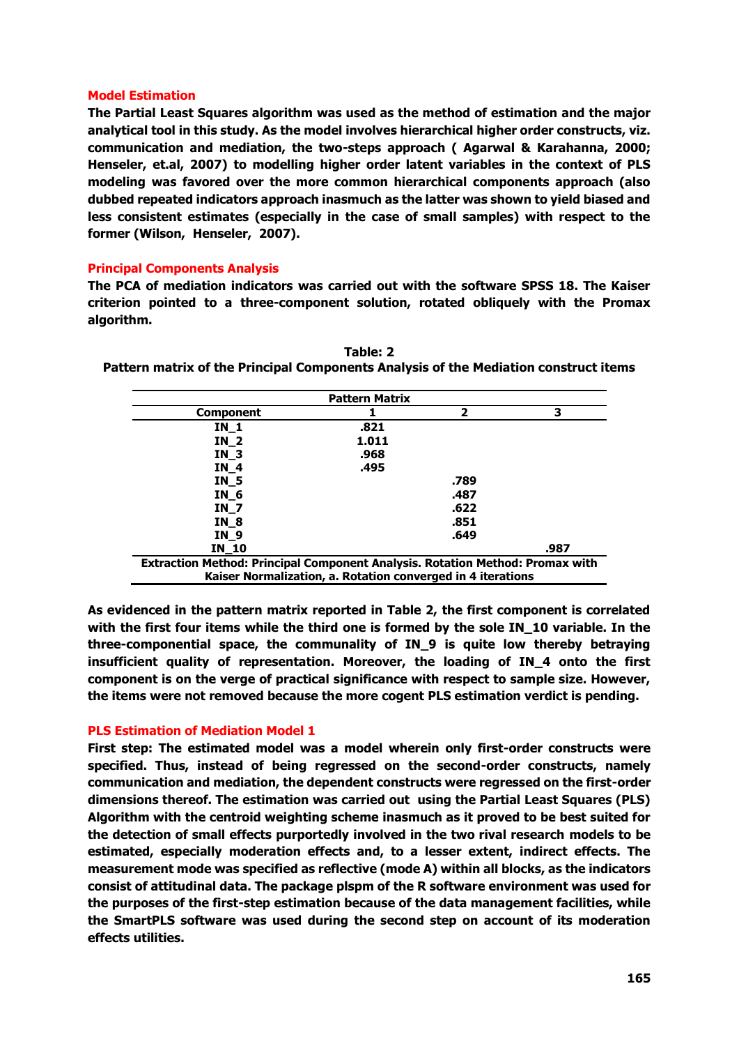### Model Estimation

**The Partial Least Squares algorithm was used as the method of estimation and the major analytical tool in this study. As the model involves hierarchical higher order constructs, viz. communication and mediation, the two-steps approach ( Agarwal & Karahanna, 2000; Henseler, et.al, 2007) to modelling higher order latent variables in the context of PLS modeling was favored over the more common hierarchical components approach (also dubbed repeated indicators approach inasmuch as the latter was shown to yield biased and less consistent estimates (especially in the case of small samples) with respect to the former (Wilson, Henseler, 2007).**

### Principal Components Analysis

**The PCA of mediation indicators was carried out with the software SPSS 18. The Kaiser criterion pointed to a three-component solution, rotated obliquely with the Promax algorithm.**

**Table: 2**
**Pattern matrix of the Principal Components Analysis of the Mediation construct items**

| Pattern Matrix | | | |
|---|---|---|---|
| **Component** | **1** | **2** | **3** |
| **IN_1** | **.821** | | |
| **IN_2** | **1.011** | | |
| **IN_3** | **.968** | | |
| **IN_4** | **.495** | | |
| **IN_5** | | **.789** | |
| **IN_6** | | **.487** | |
| **IN_7** | | **.622** | |
| **IN_8** | | **.851** | |
| **IN_9** | | **.649** | |
| **IN_10** | | | **.987** |

**Extraction Method: Principal Component Analysis. Rotation Method: Promax with Kaiser Normalization, a. Rotation converged in 4 iterations**

**As evidenced in the pattern matrix reported in Table 2, the first component is correlated with the first four items while the third one is formed by the sole IN_10 variable. In the three-componential space, the communality of IN_9 is quite low thereby betraying insufficient quality of representation. Moreover, the loading of IN_4 onto the first component is on the verge of practical significance with respect to sample size. However, the items were not removed because the more cogent PLS estimation verdict is pending.**

### PLS Estimation of Mediation Model 1

**First step: The estimated model was a model wherein only first-order constructs were specified. Thus, instead of being regressed on the second-order constructs, namely communication and mediation, the dependent constructs were regressed on the first-order dimensions thereof. The estimation was carried out using the Partial Least Squares (PLS) Algorithm with the centroid weighting scheme inasmuch as it proved to be best suited for the detection of small effects purportedly involved in the two rival research models to be estimated, especially moderation effects and, to a lesser extent, indirect effects. The measurement mode was specified as reflective (mode A) within all blocks, as the indicators consist of attitudinal data. The package plspm of the R software environment was used for the purposes of the first-step estimation because of the data management facilities, while the SmartPLS software was used during the second step on account of its moderation effects utilities.**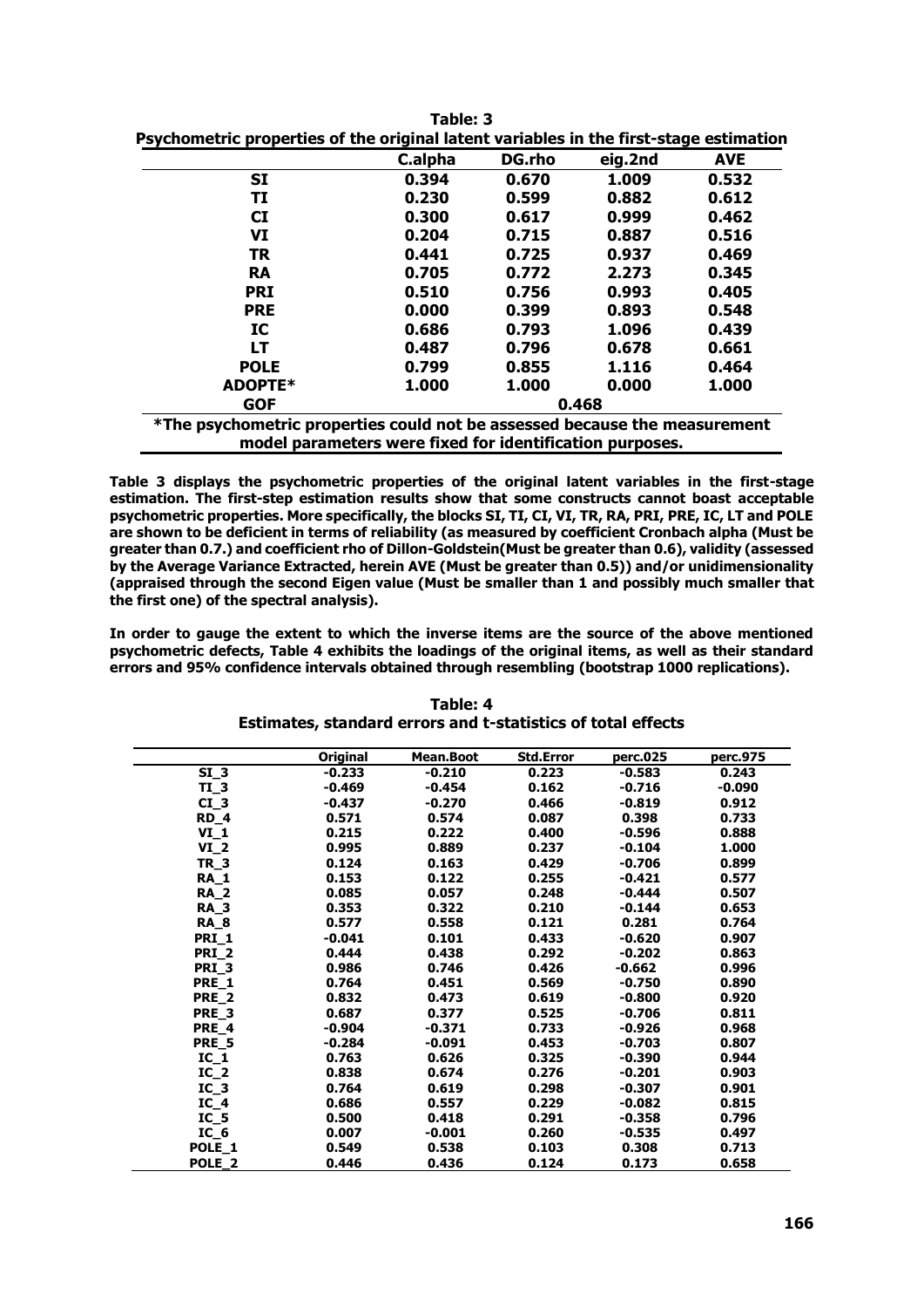**Table: 3**
**Psychometric properties of the original latent variables in the first-stage estimation**

| | C.alpha | DG.rho | eig.2nd | AVE |
|---|---|---|---|---|
| **SI** | **0.394** | **0.670** | **1.009** | **0.532** |
| **TI** | **0.230** | **0.599** | **0.882** | **0.612** |
| **CI** | **0.300** | **0.617** | **0.999** | **0.462** |
| **VI** | **0.204** | **0.715** | **0.887** | **0.516** |
| **TR** | **0.441** | **0.725** | **0.937** | **0.469** |
| **RA** | **0.705** | **0.772** | **2.273** | **0.345** |
| **PRI** | **0.510** | **0.756** | **0.993** | **0.405** |
| **PRE** | **0.000** | **0.399** | **0.893** | **0.548** |
| **IC** | **0.686** | **0.793** | **1.096** | **0.439** |
| **LT** | **0.487** | **0.796** | **0.678** | **0.661** |
| **POLE** | **0.799** | **0.855** | **1.116** | **0.464** |
| **ADOPTE*** | **1.000** | **1.000** | **0.000** | **1.000** |
| **GOF** | | **0.468** | | |

***The psychometric properties could not be assessed because the measurement model parameters were fixed for identification purposes.**

**Table 3 displays the psychometric properties of the original latent variables in the first-stage estimation. The first-step estimation results show that some constructs cannot boast acceptable psychometric properties. More specifically, the blocks SI, TI, CI, VI, TR, RA, PRI, PRE, IC, LT and POLE are shown to be deficient in terms of reliability (as measured by coefficient Cronbach alpha (Must be greater than 0.7.) and coefficient rho of Dillon-Goldstein(Must be greater than 0.6), validity (assessed by the Average Variance Extracted, herein AVE (Must be greater than 0.5)) and/or unidimensionality (appraised through the second Eigen value (Must be smaller than 1 and possibly much smaller that the first one) of the spectral analysis).**

**In order to gauge the extent to which the inverse items are the source of the above mentioned psychometric defects, Table 4 exhibits the loadings of the original items, as well as their standard errors and 95% confidence intervals obtained through resembling (bootstrap 1000 replications).**

**Table: 4**
**Estimates, standard errors and t-statistics of total effects**

| | Original | Mean.Boot | Std.Error | perc.025 | perc.975 |
|---|---|---|---|---|---|
| **SI_3** | **-0.233** | **-0.210** | **0.223** | **-0.583** | **0.243** |
| **TI_3** | **-0.469** | **-0.454** | **0.162** | **-0.716** | **-0.090** |
| **CI_3** | **-0.437** | **-0.270** | **0.466** | **-0.819** | **0.912** |
| **RD_4** | **0.571** | **0.574** | **0.087** | **0.398** | **0.733** |
| **VI_1** | **0.215** | **0.222** | **0.400** | **-0.596** | **0.888** |
| **VI_2** | **0.995** | **0.889** | **0.237** | **-0.104** | **1.000** |
| **TR_3** | **0.124** | **0.163** | **0.429** | **-0.706** | **0.899** |
| **RA_1** | **0.153** | **0.122** | **0.255** | **-0.421** | **0.577** |
| **RA_2** | **0.085** | **0.057** | **0.248** | **-0.444** | **0.507** |
| **RA_3** | **0.353** | **0.322** | **0.210** | **-0.144** | **0.653** |
| **RA_8** | **0.577** | **0.558** | **0.121** | **0.281** | **0.764** |
| **PRI_1** | **-0.041** | **0.101** | **0.433** | **-0.620** | **0.907** |
| **PRI_2** | **0.444** | **0.438** | **0.292** | **-0.202** | **0.863** |
| **PRI_3** | **0.986** | **0.746** | **0.426** | **-0.662** | **0.996** |
| **PRE_1** | **0.764** | **0.451** | **0.569** | **-0.750** | **0.890** |
| **PRE_2** | **0.832** | **0.473** | **0.619** | **-0.800** | **0.920** |
| **PRE_3** | **0.687** | **0.377** | **0.525** | **-0.706** | **0.811** |
| **PRE_4** | **-0.904** | **-0.371** | **0.733** | **-0.926** | **0.968** |
| **PRE_5** | **-0.284** | **-0.091** | **0.453** | **-0.703** | **0.807** |
| **IC_1** | **0.763** | **0.626** | **0.325** | **-0.390** | **0.944** |
| **IC_2** | **0.838** | **0.674** | **0.276** | **-0.201** | **0.903** |
| **IC_3** | **0.764** | **0.619** | **0.298** | **-0.307** | **0.901** |
| **IC_4** | **0.686** | **0.557** | **0.229** | **-0.082** | **0.815** |
| **IC_5** | **0.500** | **0.418** | **0.291** | **-0.358** | **0.796** |
| **IC_6** | **0.007** | **-0.001** | **0.260** | **-0.535** | **0.497** |
| **POLE_1** | **0.549** | **0.538** | **0.103** | **0.308** | **0.713** |
| **POLE_2** | **0.446** | **0.436** | **0.124** | **0.173** | **0.658** |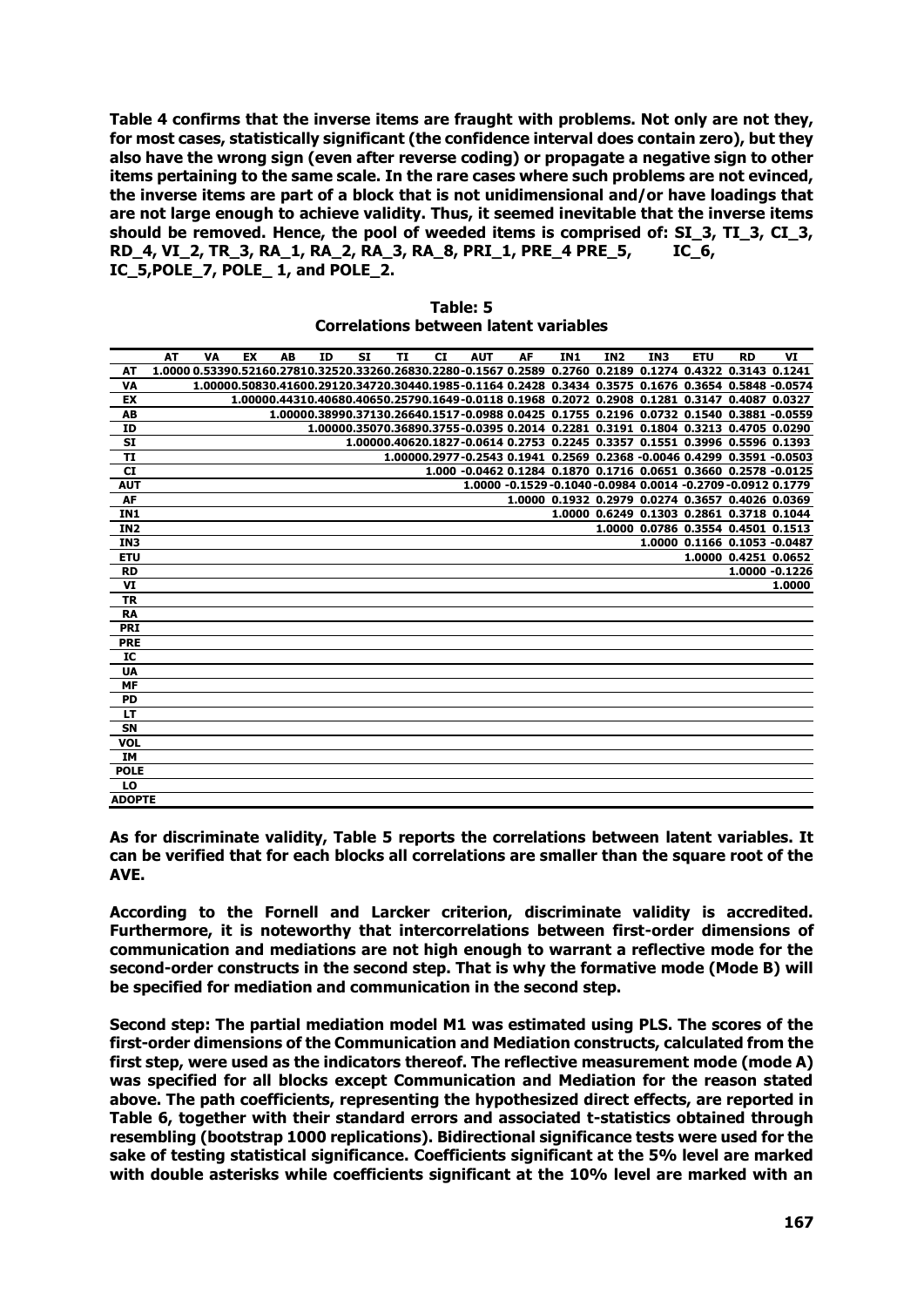**Table 4 confirms that the inverse items are fraught with problems. Not only are not they, for most cases, statistically significant (the confidence interval does contain zero), but they also have the wrong sign (even after reverse coding) or propagate a negative sign to other items pertaining to the same scale. In the rare cases where such problems are not evinced, the inverse items are part of a block that is not unidimensional and/or have loadings that are not large enough to achieve validity. Thus, it seemed inevitable that the inverse items should be removed. Hence, the pool of weeded items is comprised of: SI_3, TI_3, CI_3, RD_4, VI_2, TR_3, RA_1, RA_2, RA_3, RA_8, PRI_1, PRE_4 PRE_5, IC_6, IC_5,POLE_7, POLE_ 1, and POLE_2.**

**Table: 5**
**Correlations between latent variables**

| | AT | VA | EX | AB | ID | SI | TI | CI | AUT | AF | IN1 | IN2 | IN3 | ETU | RD | VI |
|---|---|---|---|---|---|---|---|---|---|---|---|---|---|---|---|---|
| **AT** | 1.0000 | 0.5339 | 0.5216 | 0.2781 | 0.3252 | 0.3326 | 0.2683 | 0.2280 | -0.1567 | 0.2589 | 0.2760 | 0.2189 | 0.1274 | 0.4322 | 0.3143 | 0.1241 |
| **VA** | | 1.0000 | 0.5083 | 0.4160 | 0.2912 | 0.3472 | 0.3044 | 0.1985 | -0.1164 | 0.2428 | 0.3434 | 0.3575 | 0.1676 | 0.3654 | 0.5848 | -0.0574 |
| **EX** | | | 1.0000 | 0.4431 | 0.4068 | 0.4065 | 0.2579 | 0.1649 | -0.0118 | 0.1968 | 0.2072 | 0.2908 | 0.1281 | 0.3147 | 0.4087 | 0.0327 |
| **AB** | | | | 1.0000 | 0.3899 | 0.3713 | 0.2664 | 0.1517 | -0.0988 | 0.0425 | 0.1755 | 0.2196 | 0.0732 | 0.1540 | 0.3881 | -0.0559 |
| **ID** | | | | | 1.0000 | 0.3507 | 0.3689 | 0.3755 | -0.0395 | 0.2014 | 0.2281 | 0.3191 | 0.1804 | 0.3213 | 0.4705 | 0.0290 |
| **SI** | | | | | | 1.0000 | 0.4062 | 0.1827 | -0.0614 | 0.2753 | 0.2245 | 0.3357 | 0.1551 | 0.3996 | 0.5596 | 0.1393 |
| **TI** | | | | | | | 1.0000 | 0.2977 | -0.2543 | 0.1941 | 0.2569 | 0.2368 | -0.0046 | 0.4299 | 0.3591 | -0.0503 |
| **CI** | | | | | | | | 1.000 | -0.0462 | 0.1284 | 0.1870 | 0.1716 | 0.0651 | 0.3660 | 0.2578 | -0.0125 |
| **AUT** | | | | | | | | | 1.0000 | -0.1529 | -0.1040 | -0.0984 | 0.0014 | -0.2709 | -0.0912 | 0.1779 |
| **AF** | | | | | | | | | | 1.0000 | 0.1932 | 0.2979 | 0.0274 | 0.3657 | 0.4026 | 0.0369 |
| **IN1** | | | | | | | | | | | 1.0000 | 0.6249 | 0.1303 | 0.2861 | 0.3718 | 0.1044 |
| **IN2** | | | | | | | | | | | | 1.0000 | 0.0786 | 0.3554 | 0.4501 | 0.1513 |
| **IN3** | | | | | | | | | | | | | 1.0000 | 0.1166 | 0.1053 | -0.0487 |
| **ETU** | | | | | | | | | | | | | | 1.0000 | 0.4251 | 0.0652 |
| **RD** | | | | | | | | | | | | | | | 1.0000 | -0.1226 |
| **VI** | | | | | | | | | | | | | | | | 1.0000 |
| **TR** | | | | | | | | | | | | | | | | |
| **RA** | | | | | | | | | | | | | | | | |
| **PRI** | | | | | | | | | | | | | | | | |
| **PRE** | | | | | | | | | | | | | | | | |
| **IC** | | | | | | | | | | | | | | | | |
| **UA** | | | | | | | | | | | | | | | | |
| **MF** | | | | | | | | | | | | | | | | |
| **PD** | | | | | | | | | | | | | | | | |
| **LT** | | | | | | | | | | | | | | | | |
| **SN** | | | | | | | | | | | | | | | | |
| **VOL** | | | | | | | | | | | | | | | | |
| **IM** | | | | | | | | | | | | | | | | |
| **POLE** | | | | | | | | | | | | | | | | |
| **LO** | | | | | | | | | | | | | | | | |
| **ADOPTE** | | | | | | | | | | | | | | | | |

**As for discriminate validity, Table 5 reports the correlations between latent variables. It can be verified that for each blocks all correlations are smaller than the square root of the AVE.**

**According to the Fornell and Larcker criterion, discriminate validity is accredited. Furthermore, it is noteworthy that intercorrelations between first-order dimensions of communication and mediations are not high enough to warrant a reflective mode for the second-order constructs in the second step. That is why the formative mode (Mode B) will be specified for mediation and communication in the second step.**

**Second step: The partial mediation model M1 was estimated using PLS. The scores of the first-order dimensions of the Communication and Mediation constructs, calculated from the first step, were used as the indicators thereof. The reflective measurement mode (mode A) was specified for all blocks except Communication and Mediation for the reason stated above. The path coefficients, representing the hypothesized direct effects, are reported in Table 6, together with their standard errors and associated t-statistics obtained through resembling (bootstrap 1000 replications). Bidirectional significance tests were used for the sake of testing statistical significance. Coefficients significant at the 5% level are marked with double asterisks while coefficients significant at the 10% level are marked with an**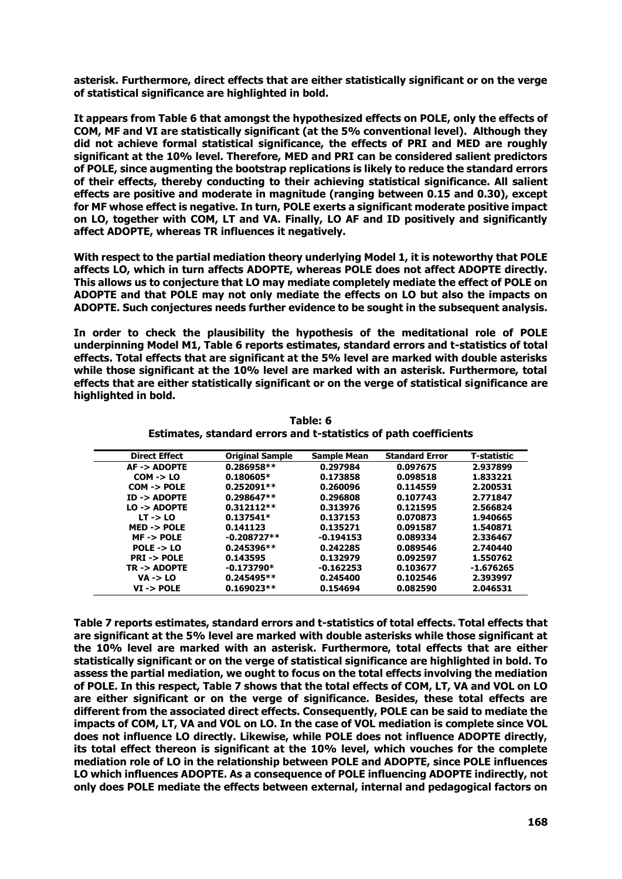**asterisk. Furthermore, direct effects that are either statistically significant or on the verge of statistical significance are highlighted in bold.**

**It appears from Table 6 that amongst the hypothesized effects on POLE, only the effects of COM, MF and VI are statistically significant (at the 5% conventional level). Although they did not achieve formal statistical significance, the effects of PRI and MED are roughly significant at the 10% level. Therefore, MED and PRI can be considered salient predictors of POLE, since augmenting the bootstrap replications is likely to reduce the standard errors of their effects, thereby conducting to their achieving statistical significance. All salient effects are positive and moderate in magnitude (ranging between 0.15 and 0.30), except for MF whose effect is negative. In turn, POLE exerts a significant moderate positive impact on LO, together with COM, LT and VA. Finally, LO AF and ID positively and significantly affect ADOPTE, whereas TR influences it negatively.**

**With respect to the partial mediation theory underlying Model 1, it is noteworthy that POLE affects LO, which in turn affects ADOPTE, whereas POLE does not affect ADOPTE directly. This allows us to conjecture that LO may mediate completely the effect of POLE on ADOPTE and that POLE may not only mediate the effects on LO but also the impacts on ADOPTE. Such conjectures needs further evidence to be sought in the subsequent analysis.**

**In order to check the plausibility the hypothesis of the meditational role of POLE underpinning Model M1, Table 6 reports estimates, standard errors and t-statistics of total effects. Total effects that are significant at the 5% level are marked with double asterisks while those significant at the 10% level are marked with an asterisk. Furthermore, total effects that are either statistically significant or on the verge of statistical significance are highlighted in bold.**

**Table: 6**
**Estimates, standard errors and t-statistics of path coefficients**

| Direct Effect | Original Sample | Sample Mean | Standard Error | T-statistic |
|---|---|---|---|---|
| AF -> ADOPTE | 0.286958** | 0.297984 | 0.097675 | 2.937899 |
| COM -> LO | 0.180605* | 0.173858 | 0.098518 | 1.833221 |
| COM -> POLE | 0.252091** | 0.260096 | 0.114559 | 2.200531 |
| ID -> ADOPTE | 0.298647** | 0.296808 | 0.107743 | 2.771847 |
| LO -> ADOPTE | 0.312112** | 0.313976 | 0.121595 | 2.566824 |
| LT -> LO | 0.137541* | 0.137153 | 0.070873 | 1.940665 |
| MED -> POLE | 0.141123 | 0.135271 | 0.091587 | 1.540871 |
| MF -> POLE | -0.208727** | -0.194153 | 0.089334 | 2.336467 |
| POLE -> LO | 0.245396** | 0.242285 | 0.089546 | 2.740440 |
| PRI -> POLE | 0.143595 | 0.132979 | 0.092597 | 1.550762 |
| TR -> ADOPTE | -0.173790* | -0.162253 | 0.103677 | -1.676265 |
| VA -> LO | 0.245495** | 0.245400 | 0.102546 | 2.393997 |
| VI -> POLE | 0.169023** | 0.154694 | 0.082590 | 2.046531 |

**Table 7 reports estimates, standard errors and t-statistics of total effects. Total effects that are significant at the 5% level are marked with double asterisks while those significant at the 10% level are marked with an asterisk. Furthermore, total effects that are either statistically significant or on the verge of statistical significance are highlighted in bold. To assess the partial mediation, we ought to focus on the total effects involving the mediation of POLE. In this respect, Table 7 shows that the total effects of COM, LT, VA and VOL on LO are either significant or on the verge of significance. Besides, these total effects are different from the associated direct effects. Consequently, POLE can be said to mediate the impacts of COM, LT, VA and VOL on LO. In the case of VOL mediation is complete since VOL does not influence LO directly. Likewise, while POLE does not influence ADOPTE directly, its total effect thereon is significant at the 10% level, which vouches for the complete mediation role of LO in the relationship between POLE and ADOPTE, since POLE influences LO which influences ADOPTE. As a consequence of POLE influencing ADOPTE indirectly, not only does POLE mediate the effects between external, internal and pedagogical factors on**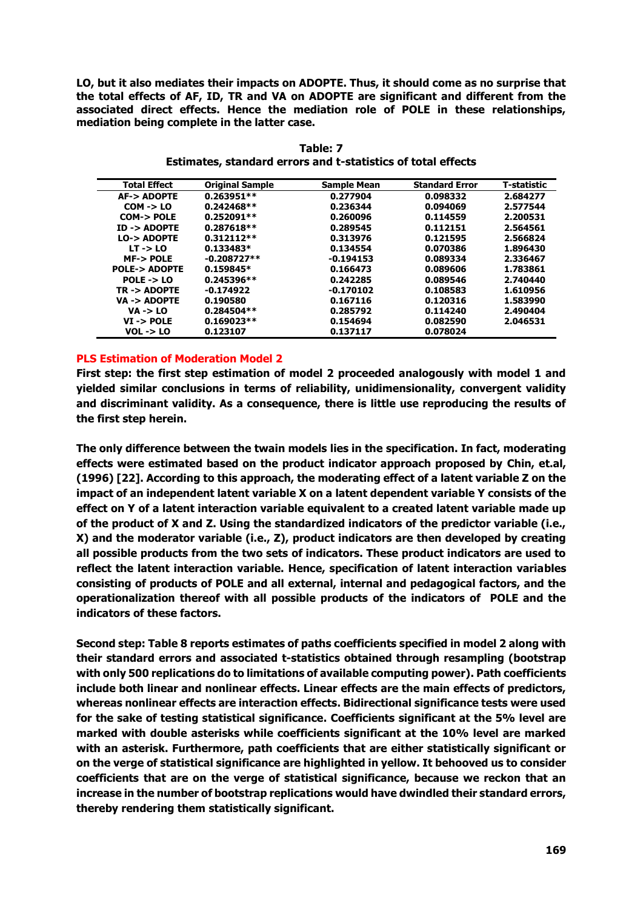**LO, but it also mediates their impacts on ADOPTE. Thus, it should come as no surprise that the total effects of AF, ID, TR and VA on ADOPTE are significant and different from the associated direct effects. Hence the mediation role of POLE in these relationships, mediation being complete in the latter case.**

**Table: 7**
**Estimates, standard errors and t-statistics of total effects**

| Total Effect | Original Sample | Sample Mean | Standard Error | T-statistic |
|---|---|---|---|---|
| AF-> ADOPTE | 0.263951** | 0.277904 | 0.098332 | 2.684277 |
| COM -> LO | 0.242468** | 0.236344 | 0.094069 | 2.577544 |
| COM-> POLE | 0.252091** | 0.260096 | 0.114559 | 2.200531 |
| ID -> ADOPTE | 0.287618** | 0.289545 | 0.112151 | 2.564561 |
| LO-> ADOPTE | 0.312112** | 0.313976 | 0.121595 | 2.566824 |
| LT -> LO | 0.133483* | 0.134554 | 0.070386 | 1.896430 |
| MF-> POLE | -0.208727** | -0.194153 | 0.089334 | 2.336467 |
| POLE-> ADOPTE | 0.159845* | 0.166473 | 0.089606 | 1.783861 |
| POLE -> LO | 0.245396** | 0.242285 | 0.089546 | 2.740440 |
| TR -> ADOPTE | -0.174922 | -0.170102 | 0.108583 | 1.610956 |
| VA -> ADOPTE | 0.190580 | 0.167116 | 0.120316 | 1.583990 |
| VA -> LO | 0.284504** | 0.285792 | 0.114240 | 2.490404 |
| VI -> POLE | 0.169023** | 0.154694 | 0.082590 | 2.046531 |
| VOL -> LO | 0.123107 | 0.137117 | 0.078024 | |

## PLS Estimation of Moderation Model 2

**First step: the first step estimation of model 2 proceeded analogously with model 1 and yielded similar conclusions in terms of reliability, unidimensionality, convergent validity and discriminant validity. As a consequence, there is little use reproducing the results of the first step herein.**

**The only difference between the twain models lies in the specification. In fact, moderating effects were estimated based on the product indicator approach proposed by Chin, et.al, (1996) [22]. According to this approach, the moderating effect of a latent variable Z on the impact of an independent latent variable X on a latent dependent variable Y consists of the effect on Y of a latent interaction variable equivalent to a created latent variable made up of the product of X and Z. Using the standardized indicators of the predictor variable (i.e., X) and the moderator variable (i.e., Z), product indicators are then developed by creating all possible products from the two sets of indicators. These product indicators are used to reflect the latent interaction variable. Hence, specification of latent interaction variables consisting of products of POLE and all external, internal and pedagogical factors, and the operationalization thereof with all possible products of the indicators of POLE and the indicators of these factors.**

**Second step: Table 8 reports estimates of paths coefficients specified in model 2 along with their standard errors and associated t-statistics obtained through resampling (bootstrap with only 500 replications do to limitations of available computing power). Path coefficients include both linear and nonlinear effects. Linear effects are the main effects of predictors, whereas nonlinear effects are interaction effects. Bidirectional significance tests were used for the sake of testing statistical significance. Coefficients significant at the 5% level are marked with double asterisks while coefficients significant at the 10% level are marked with an asterisk. Furthermore, path coefficients that are either statistically significant or on the verge of statistical significance are highlighted in yellow. It behooved us to consider coefficients that are on the verge of statistical significance, because we reckon that an increase in the number of bootstrap replications would have dwindled their standard errors, thereby rendering them statistically significant.**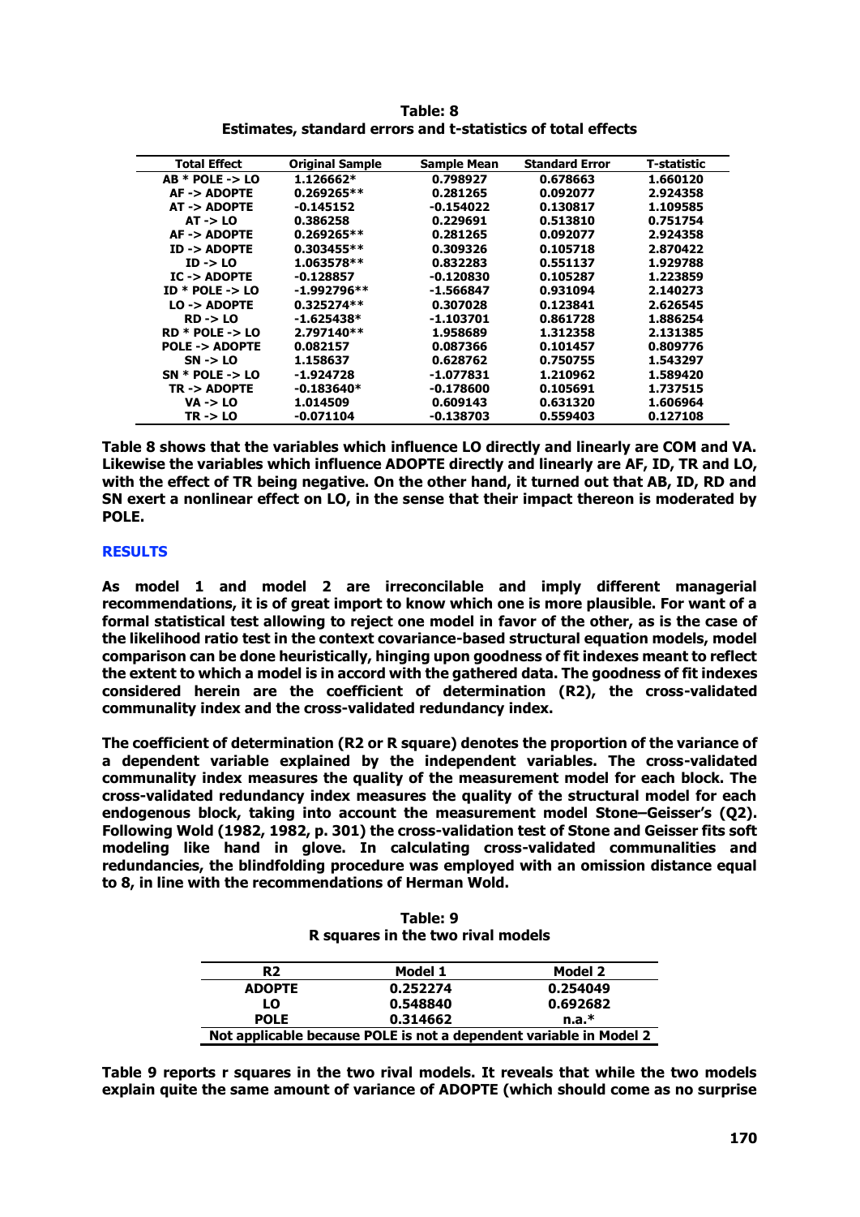**Table: 8**
**Estimates, standard errors and t-statistics of total effects**

| Total Effect | Original Sample | Sample Mean | Standard Error | T-statistic |
|---|---|---|---|---|
| AB * POLE -> LO | 1.126662* | 0.798927 | 0.678663 | 1.660120 |
| AF -> ADOPTE | 0.269265** | 0.281265 | 0.092077 | 2.924358 |
| AT -> ADOPTE | -0.145152 | -0.154022 | 0.130817 | 1.109585 |
| AT -> LO | 0.386258 | 0.229691 | 0.513810 | 0.751754 |
| AF -> ADOPTE | 0.269265** | 0.281265 | 0.092077 | 2.924358 |
| ID -> ADOPTE | 0.303455** | 0.309326 | 0.105718 | 2.870422 |
| ID -> LO | 1.063578** | 0.832283 | 0.551137 | 1.929788 |
| IC -> ADOPTE | -0.128857 | -0.120830 | 0.105287 | 1.223859 |
| ID * POLE -> LO | -1.992796** | -1.566847 | 0.931094 | 2.140273 |
| LO -> ADOPTE | 0.325274** | 0.307028 | 0.123841 | 2.626545 |
| RD -> LO | -1.625438* | -1.103701 | 0.861728 | 1.886254 |
| RD * POLE -> LO | 2.797140** | 1.958689 | 1.312358 | 2.131385 |
| POLE -> ADOPTE | 0.082157 | 0.087366 | 0.101457 | 0.809776 |
| SN -> LO | 1.158637 | 0.628762 | 0.750755 | 1.543297 |
| SN * POLE -> LO | -1.924728 | -1.077831 | 1.210962 | 1.589420 |
| TR -> ADOPTE | -0.183640* | -0.178600 | 0.105691 | 1.737515 |
| VA -> LO | 1.014509 | 0.609143 | 0.631320 | 1.606964 |
| TR -> LO | -0.071104 | -0.138703 | 0.559403 | 0.127108 |

**Table 8 shows that the variables which influence LO directly and linearly are COM and VA. Likewise the variables which influence ADOPTE directly and linearly are AF, ID, TR and LO, with the effect of TR being negative. On the other hand, it turned out that AB, ID, RD and SN exert a nonlinear effect on LO, in the sense that their impact thereon is moderated by POLE.**

## RESULTS

**As model 1 and model 2 are irreconcilable and imply different managerial recommendations, it is of great import to know which one is more plausible. For want of a formal statistical test allowing to reject one model in favor of the other, as is the case of the likelihood ratio test in the context covariance-based structural equation models, model comparison can be done heuristically, hinging upon goodness of fit indexes meant to reflect the extent to which a model is in accord with the gathered data. The goodness of fit indexes considered herein are the coefficient of determination (R2), the cross-validated communality index and the cross-validated redundancy index.**

**The coefficient of determination (R2 or R square) denotes the proportion of the variance of a dependent variable explained by the independent variables. The cross-validated communality index measures the quality of the measurement model for each block. The cross-validated redundancy index measures the quality of the structural model for each endogenous block, taking into account the measurement model Stone–Geisser's (Q2). Following Wold (1982, 1982, p. 301) the cross-validation test of Stone and Geisser fits soft modeling like hand in glove. In calculating cross-validated communalities and redundancies, the blindfolding procedure was employed with an omission distance equal to 8, in line with the recommendations of Herman Wold.**

**Table: 9**
**R squares in the two rival models**

| R2 | Model 1 | Model 2 |
|---|---|---|
| ADOPTE | 0.252274 | 0.254049 |
| LO | 0.548840 | 0.692682 |
| POLE | 0.314662 | n.a.* |

**Not applicable because POLE is not a dependent variable in Model 2**

**Table 9 reports r squares in the two rival models. It reveals that while the two models explain quite the same amount of variance of ADOPTE (which should come as no surprise**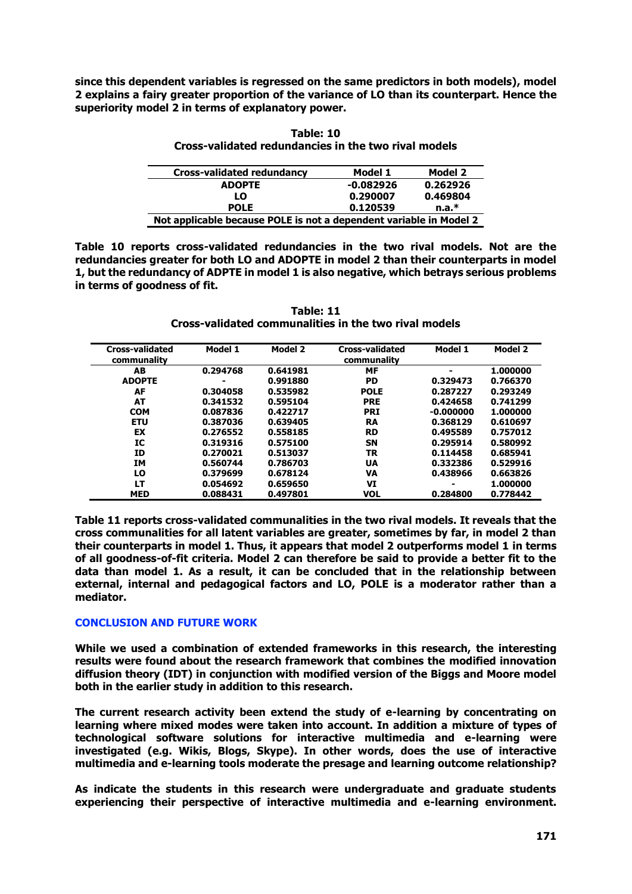**since this dependent variables is regressed on the same predictors in both models), model 2 explains a fairy greater proportion of the variance of LO than its counterpart. Hence the superiority model 2 in terms of explanatory power.**

**Table: 10**
**Cross-validated redundancies in the two rival models**

| Cross-validated redundancy | Model 1 | Model 2 |
|---|---|---|
| ADOPTE | -0.082926 | 0.262926 |
| LO | 0.290007 | 0.469804 |
| POLE | 0.120539 | n.a.* |
| Not applicable because POLE is not a dependent variable in Model 2 | | |

**Table 10 reports cross-validated redundancies in the two rival models. Not are the redundancies greater for both LO and ADOPTE in model 2 than their counterparts in model 1, but the redundancy of ADPTE in model 1 is also negative, which betrays serious problems in terms of goodness of fit.**

**Table: 11**
**Cross-validated communalities in the two rival models**

| Cross-validated communality | Model 1 | Model 2 | Cross-validated communality | Model 1 | Model 2 |
|---|---|---|---|---|---|
| AB | 0.294768 | 0.641981 | MF | - | 1.000000 |
| ADOPTE | - | 0.991880 | PD | 0.329473 | 0.766370 |
| AF | 0.304058 | 0.535982 | POLE | 0.287227 | 0.293249 |
| AT | 0.341532 | 0.595104 | PRE | 0.424658 | 0.741299 |
| COM | 0.087836 | 0.422717 | PRI | -0.000000 | 1.000000 |
| ETU | 0.387036 | 0.639405 | RA | 0.368129 | 0.610697 |
| EX | 0.276552 | 0.558185 | RD | 0.495589 | 0.757012 |
| IC | 0.319316 | 0.575100 | SN | 0.295914 | 0.580992 |
| ID | 0.270021 | 0.513037 | TR | 0.114458 | 0.685941 |
| IM | 0.560744 | 0.786703 | UA | 0.332386 | 0.529916 |
| LO | 0.379699 | 0.678124 | VA | 0.438966 | 0.663826 |
| LT | 0.054692 | 0.659650 | VI | - | 1.000000 |
| MED | 0.088431 | 0.497801 | VOL | 0.284800 | 0.778442 |

**Table 11 reports cross-validated communalities in the two rival models. It reveals that the cross communalities for all latent variables are greater, sometimes by far, in model 2 than their counterparts in model 1. Thus, it appears that model 2 outperforms model 1 in terms of all goodness-of-fit criteria. Model 2 can therefore be said to provide a better fit to the data than model 1. As a result, it can be concluded that in the relationship between external, internal and pedagogical factors and LO, POLE is a moderator rather than a mediator.**

## CONCLUSION AND FUTURE WORK

**While we used a combination of extended frameworks in this research, the interesting results were found about the research framework that combines the modified innovation diffusion theory (IDT) in conjunction with modified version of the Biggs and Moore model both in the earlier study in addition to this research.**

**The current research activity been extend the study of e-learning by concentrating on learning where mixed modes were taken into account. In addition a mixture of types of technological software solutions for interactive multimedia and e-learning were investigated (e.g. Wikis, Blogs, Skype). In other words, does the use of interactive multimedia and e-learning tools moderate the presage and learning outcome relationship?**

**As indicate the students in this research were undergraduate and graduate students experiencing their perspective of interactive multimedia and e-learning environment.**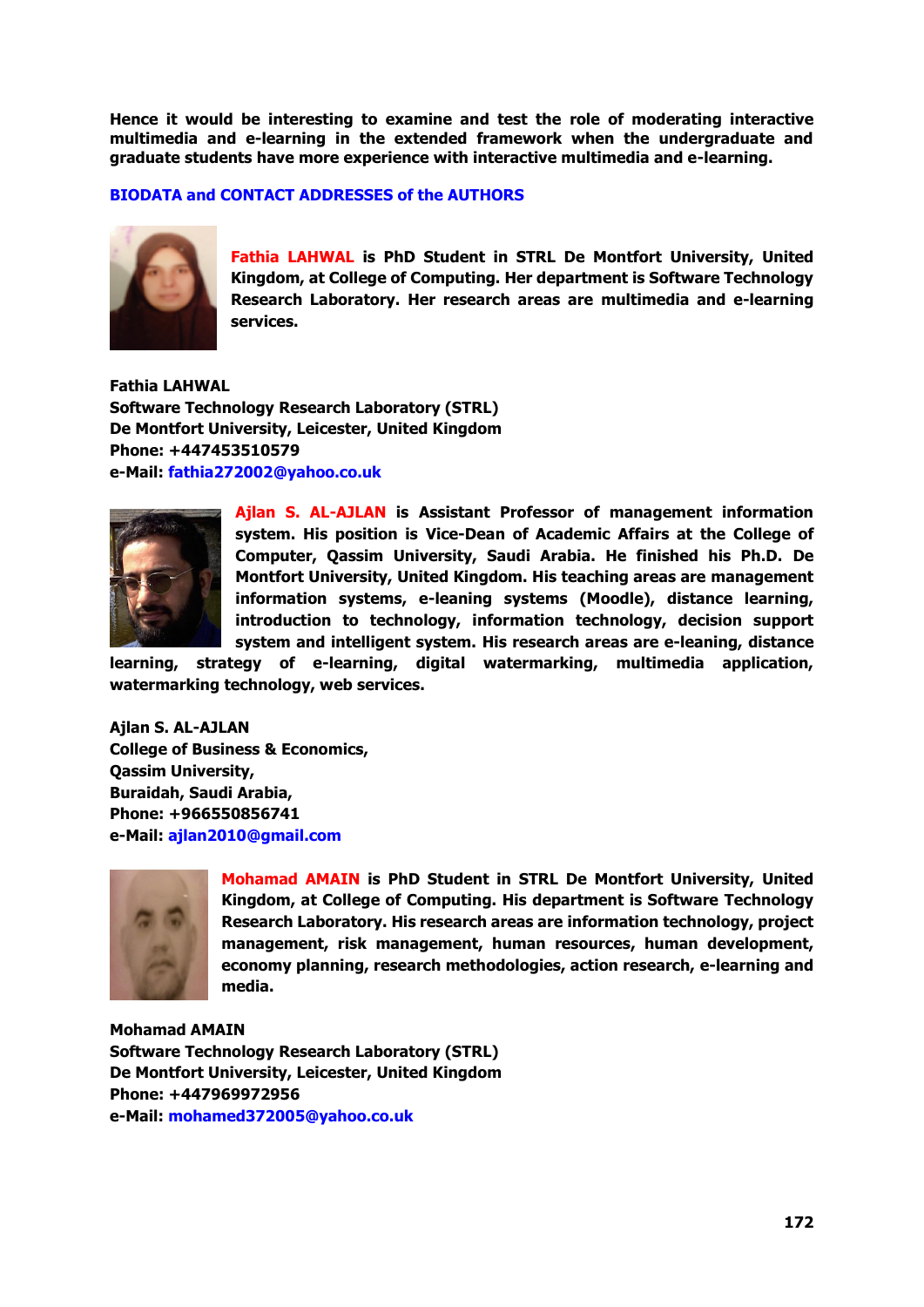**Hence it would be interesting to examine and test the role of moderating interactive multimedia and e-learning in the extended framework when the undergraduate and graduate students have more experience with interactive multimedia and e-learning.**

## BIODATA and CONTACT ADDRESSES of the AUTHORS

**Fathia LAHWAL is PhD Student in STRL De Montfort University, United Kingdom, at College of Computing. Her department is Software Technology Research Laboratory. Her research areas are multimedia and e-learning services.**

**Fathia LAHWAL**
**Software Technology Research Laboratory (STRL)**
**De Montfort University, Leicester, United Kingdom**
**Phone: +447453510579**
**e-Mail: fathia272002@yahoo.co.uk**

**Ajlan S. AL-AJLAN is Assistant Professor of management information system. His position is Vice-Dean of Academic Affairs at the College of Computer, Qassim University, Saudi Arabia. He finished his Ph.D. De Montfort University, United Kingdom. His teaching areas are management information systems, e-leaning systems (Moodle), distance learning, introduction to technology, information technology, decision support system and intelligent system. His research areas are e-leaning, distance learning, strategy of e-learning, digital watermarking, multimedia application, watermarking technology, web services.**

**Ajlan S. AL-AJLAN**
**College of Business & Economics,**
**Qassim University,**
**Buraidah, Saudi Arabia,**
**Phone: +966550856741**
**e-Mail: ajlan2010@gmail.com**

**Mohamad AMAIN is PhD Student in STRL De Montfort University, United Kingdom, at College of Computing. His department is Software Technology Research Laboratory. His research areas are information technology, project management, risk management, human resources, human development, economy planning, research methodologies, action research, e-learning and media.**

**Mohamad AMAIN**
**Software Technology Research Laboratory (STRL)**
**De Montfort University, Leicester, United Kingdom**
**Phone: +447969972956**
**e-Mail: mohamed372005@yahoo.co.uk**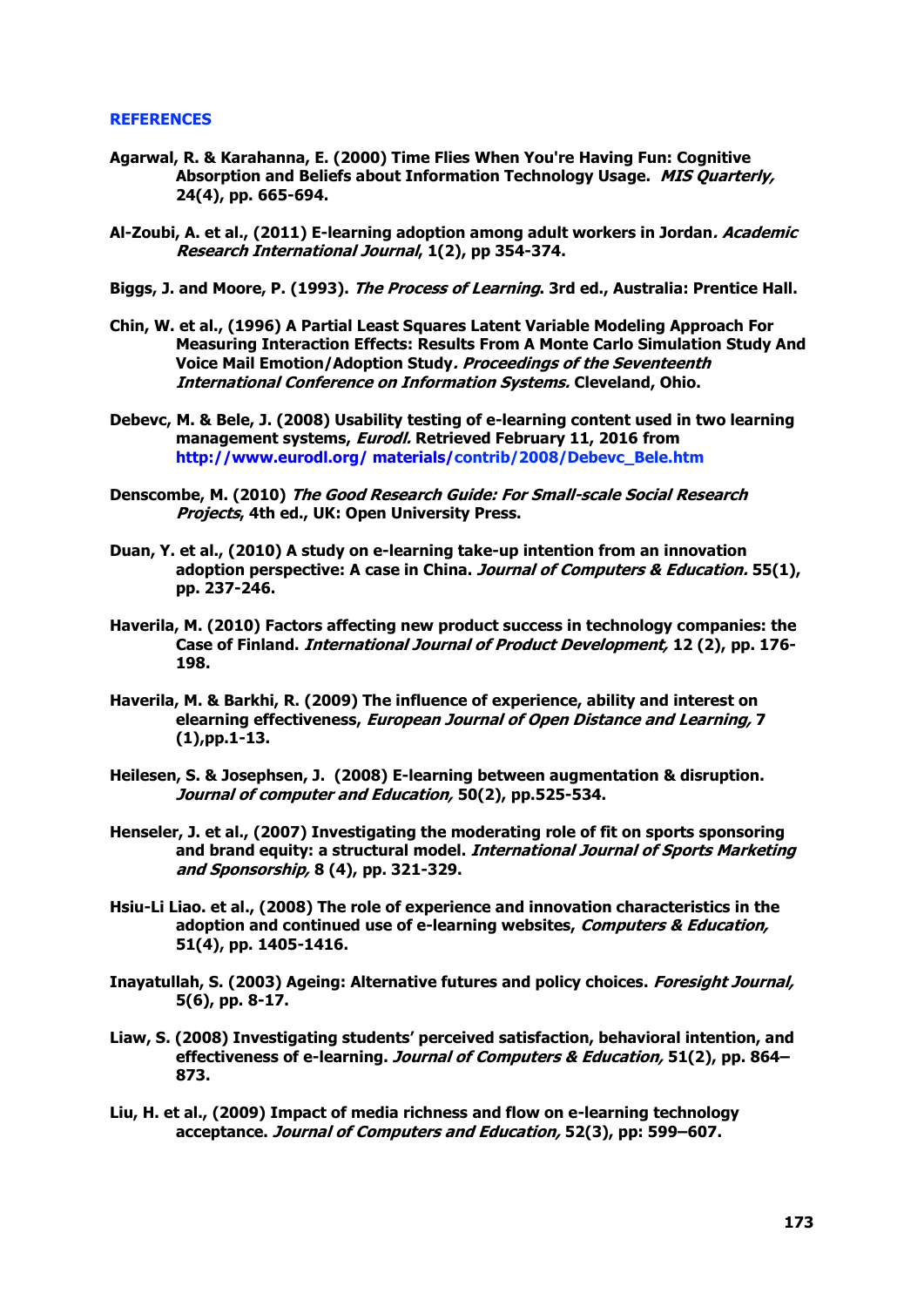## REFERENCES

**Agarwal, R. & Karahanna, E. (2000) Time Flies When You're Having Fun: Cognitive Absorption and Beliefs about Information Technology Usage.** ***MIS Quarterly,*** **24(4), pp. 665-694.**

**Al-Zoubi, A. et al., (2011) E-learning adoption among adult workers in Jordan*. Academic Research International Journal*, 1(2), pp 354-374.**

**Biggs, J. and Moore, P. (1993).** ***The Process of Learning*****. 3rd ed., Australia: Prentice Hall.**

**Chin, W. et al., (1996) A Partial Least Squares Latent Variable Modeling Approach For Measuring Interaction Effects: Results From A Monte Carlo Simulation Study And Voice Mail Emotion/Adoption Study*. Proceedings of the Seventeenth International Conference on Information Systems.* Cleveland, Ohio.**

**Debevc, M. & Bele, J. (2008) Usability testing of e-learning content used in two learning management systems,** ***Eurodl.*** **Retrieved February 11, 2016 from http://www.eurodl.org/ materials/contrib/2008/Debevc_Bele.htm**

**Denscombe, M. (2010)** ***The Good Research Guide: For Small-scale Social Research Projects*****, 4th ed., UK: Open University Press.**

**Duan, Y. et al., (2010) A study on e-learning take-up intention from an innovation adoption perspective: A case in China.** ***Journal of Computers & Education.*** **55(1), pp. 237-246.**

**Haverila, M. (2010) Factors affecting new product success in technology companies: the Case of Finland.** ***International Journal of Product Development,*** **12 (2), pp. 176-198.**

**Haverila, M. & Barkhi, R. (2009) The influence of experience, ability and interest on elearning effectiveness,** ***European Journal of Open Distance and Learning,*** **7 (1),pp.1-13.**

**Heilesen, S. & Josephsen, J. (2008) E-learning between augmentation & disruption.** ***Journal of computer and Education,*** **50(2), pp.525-534.**

**Henseler, J. et al., (2007) Investigating the moderating role of fit on sports sponsoring and brand equity: a structural model.** ***International Journal of Sports Marketing and Sponsorship,*** **8 (4), pp. 321-329.**

**Hsiu-Li Liao. et al., (2008) The role of experience and innovation characteristics in the adoption and continued use of e-learning websites,** ***Computers & Education,*** **51(4), pp. 1405-1416.**

**Inayatullah, S. (2003) Ageing: Alternative futures and policy choices.** ***Foresight Journal,*** **5(6), pp. 8-17.**

**Liaw, S. (2008) Investigating students' perceived satisfaction, behavioral intention, and effectiveness of e-learning.** ***Journal of Computers & Education,*** **51(2), pp. 864–873.**

**Liu, H. et al., (2009) Impact of media richness and flow on e-learning technology acceptance.** ***Journal of Computers and Education,*** **52(3), pp: 599–607.**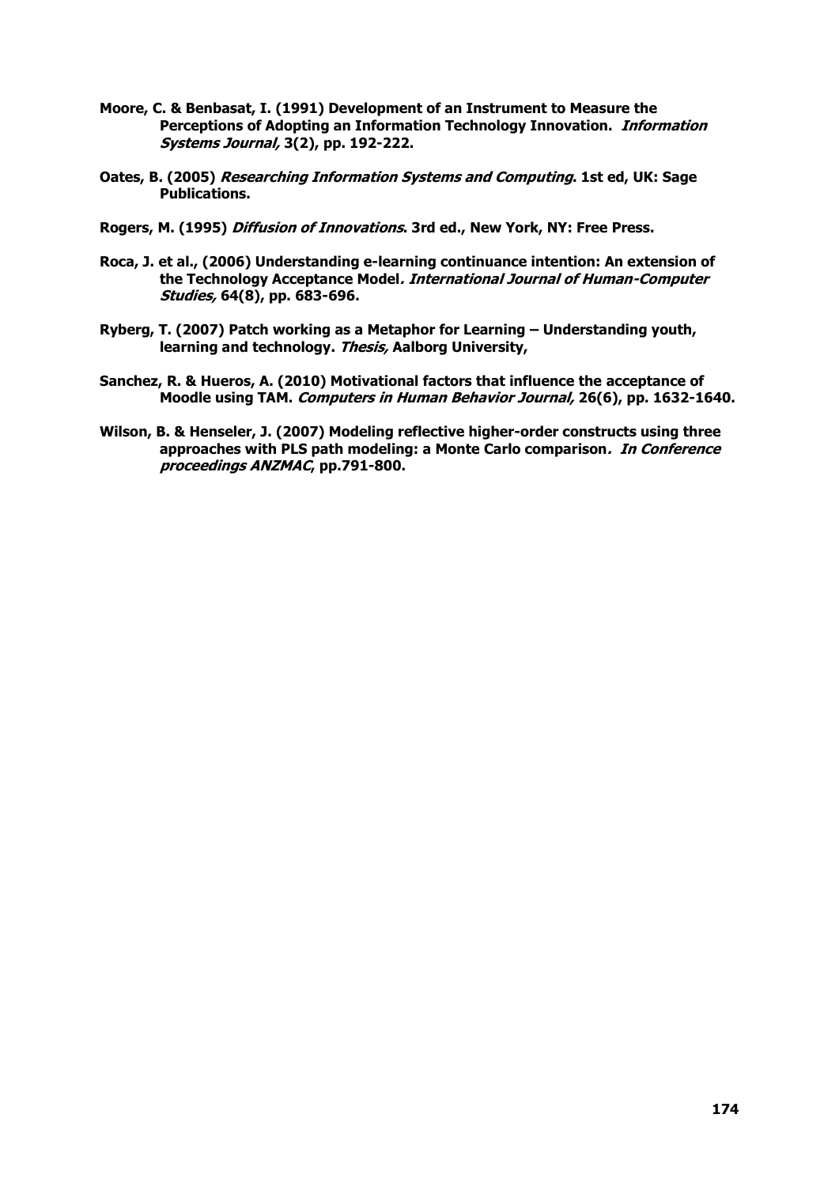**Moore, C. & Benbasat, I. (1991) Development of an Instrument to Measure the Perceptions of Adopting an Information Technology Innovation. *Information Systems Journal,* 3(2), pp. 192-222.**

**Oates, B. (2005) *Researching Information Systems and Computing*. 1st ed, UK: Sage Publications.**

**Rogers, M. (1995) *Diffusion of Innovations*. 3rd ed., New York, NY: Free Press.**

**Roca, J. et al., (2006) Understanding e-learning continuance intention: An extension of the Technology Acceptance Model*. International Journal of Human-Computer Studies,* 64(8), pp. 683-696.**

**Ryberg, T. (2007) Patch working as a Metaphor for Learning – Understanding youth, learning and technology. *Thesis,* Aalborg University,**

**Sanchez, R. & Hueros, A. (2010) Motivational factors that influence the acceptance of Moodle using TAM. *Computers in Human Behavior Journal,* 26(6), pp. 1632-1640.**

**Wilson, B. & Henseler, J. (2007) Modeling reflective higher-order constructs using three approaches with PLS path modeling: a Monte Carlo comparison*. In Conference proceedings ANZMAC*, pp.791-800.**